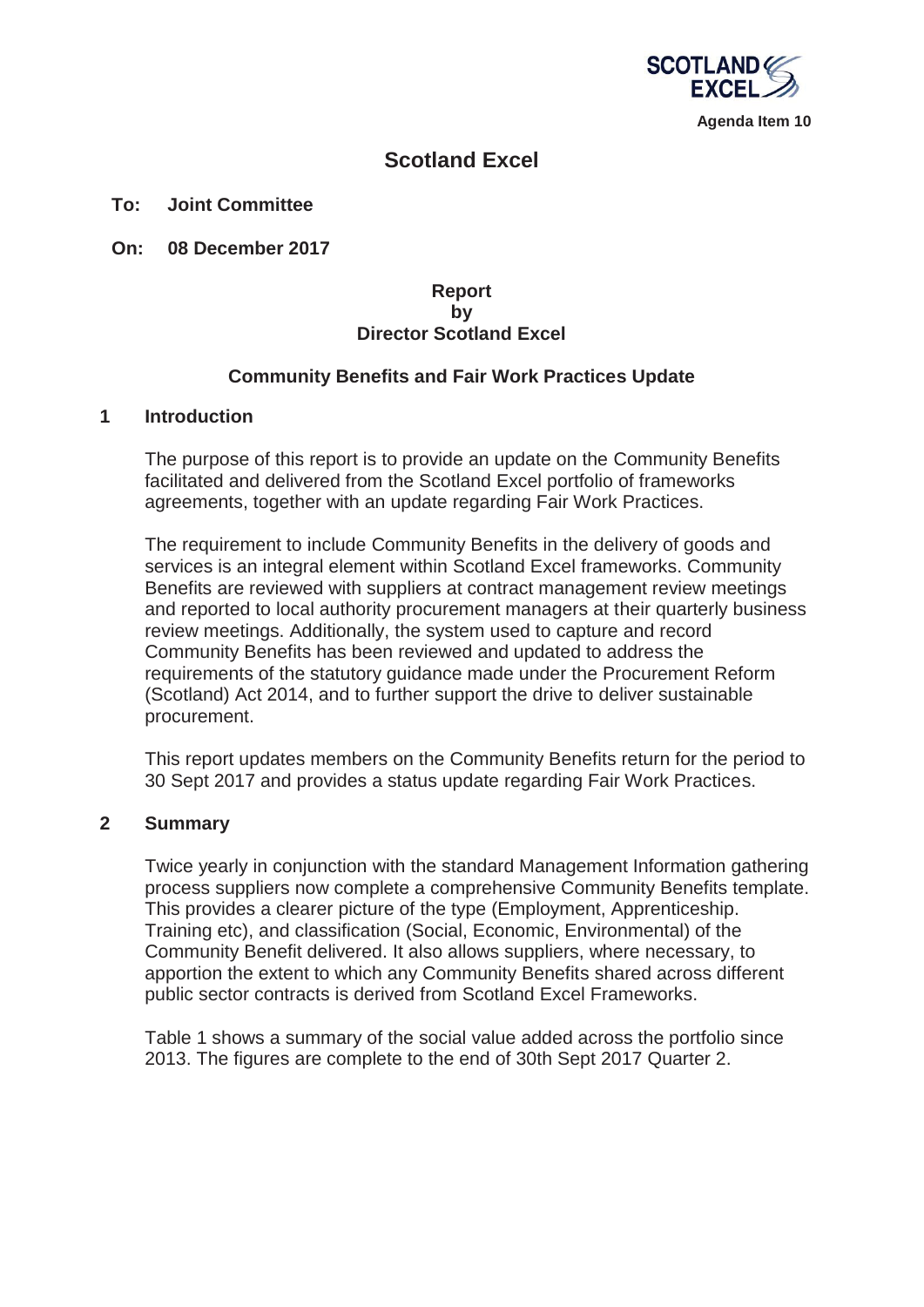Agenda Item 10

# Scotland Excel

**To: Joint Committee**

**On: 08 December 2017**

**Report**
**by**
**Director Scotland Excel**

## Community Benefits and Fair Work Practices Update

## 1 Introduction

The purpose of this report is to provide an update on the Community Benefits facilitated and delivered from the Scotland Excel portfolio of frameworks agreements, together with an update regarding Fair Work Practices.

The requirement to include Community Benefits in the delivery of goods and services is an integral element within Scotland Excel frameworks. Community Benefits are reviewed with suppliers at contract management review meetings and reported to local authority procurement managers at their quarterly business review meetings. Additionally, the system used to capture and record Community Benefits has been reviewed and updated to address the requirements of the statutory guidance made under the Procurement Reform (Scotland) Act 2014, and to further support the drive to deliver sustainable procurement.

This report updates members on the Community Benefits return for the period to 30 Sept 2017 and provides a status update regarding Fair Work Practices.

## 2 Summary

Twice yearly in conjunction with the standard Management Information gathering process suppliers now complete a comprehensive Community Benefits template. This provides a clearer picture of the type (Employment, Apprenticeship. Training etc), and classification (Social, Economic, Environmental) of the Community Benefit delivered. It also allows suppliers, where necessary, to apportion the extent to which any Community Benefits shared across different public sector contracts is derived from Scotland Excel Frameworks.

Table 1 shows a summary of the social value added across the portfolio since 2013. The figures are complete to the end of 30th Sept 2017 Quarter 2.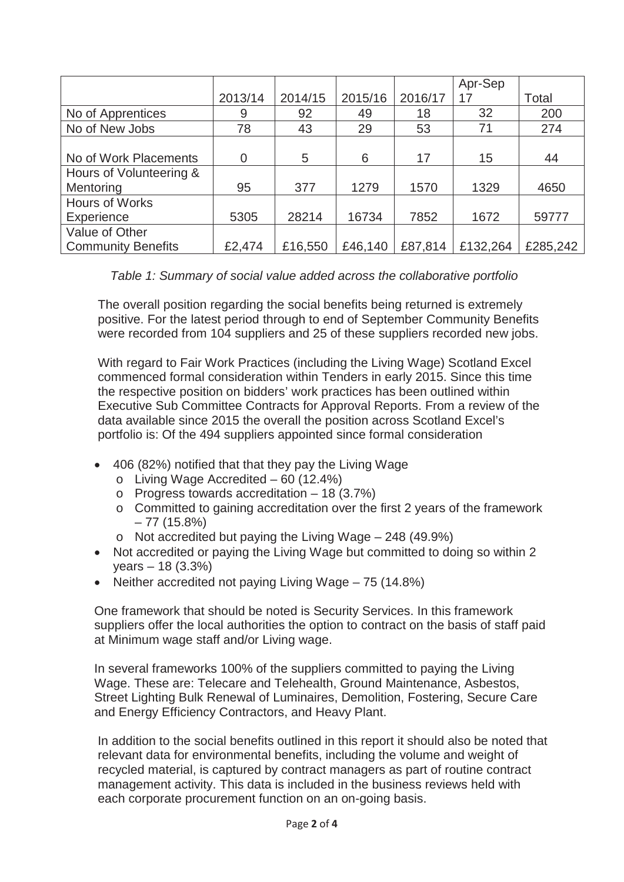| | 2013/14 | 2014/15 | 2015/16 | 2016/17 | Apr-Sep 17 | Total |
|---|---|---|---|---|---|---|
| No of Apprentices | 9 | 92 | 49 | 18 | 32 | 200 |
| No of New Jobs | 78 | 43 | 29 | 53 | 71 | 274 |
| No of Work Placements | 0 | 5 | 6 | 17 | 15 | 44 |
| Hours of Volunteering & Mentoring | 95 | 377 | 1279 | 1570 | 1329 | 4650 |
| Hours of Works Experience | 5305 | 28214 | 16734 | 7852 | 1672 | 59777 |
| Value of Other Community Benefits | £2,474 | £16,550 | £46,140 | £87,814 | £132,264 | £285,242 |

*Table 1: Summary of social value added across the collaborative portfolio*

The overall position regarding the social benefits being returned is extremely positive. For the latest period through to end of September Community Benefits were recorded from 104 suppliers and 25 of these suppliers recorded new jobs.

With regard to Fair Work Practices (including the Living Wage) Scotland Excel commenced formal consideration within Tenders in early 2015. Since this time the respective position on bidders' work practices has been outlined within Executive Sub Committee Contracts for Approval Reports. From a review of the data available since 2015 the overall the position across Scotland Excel's portfolio is: Of the 494 suppliers appointed since formal consideration

- 406 (82%) notified that that they pay the Living Wage
  - Living Wage Accredited – 60 (12.4%)
  - Progress towards accreditation – 18 (3.7%)
  - Committed to gaining accreditation over the first 2 years of the framework – 77 (15.8%)
  - Not accredited but paying the Living Wage – 248 (49.9%)
- Not accredited or paying the Living Wage but committed to doing so within 2 years – 18 (3.3%)
- Neither accredited not paying Living Wage – 75 (14.8%)

One framework that should be noted is Security Services. In this framework suppliers offer the local authorities the option to contract on the basis of staff paid at Minimum wage staff and/or Living wage.

In several frameworks 100% of the suppliers committed to paying the Living Wage. These are: Telecare and Telehealth, Ground Maintenance, Asbestos, Street Lighting Bulk Renewal of Luminaires, Demolition, Fostering, Secure Care and Energy Efficiency Contractors, and Heavy Plant.

In addition to the social benefits outlined in this report it should also be noted that relevant data for environmental benefits, including the volume and weight of recycled material, is captured by contract managers as part of routine contract management activity. This data is included in the business reviews held with each corporate procurement function on an on-going basis.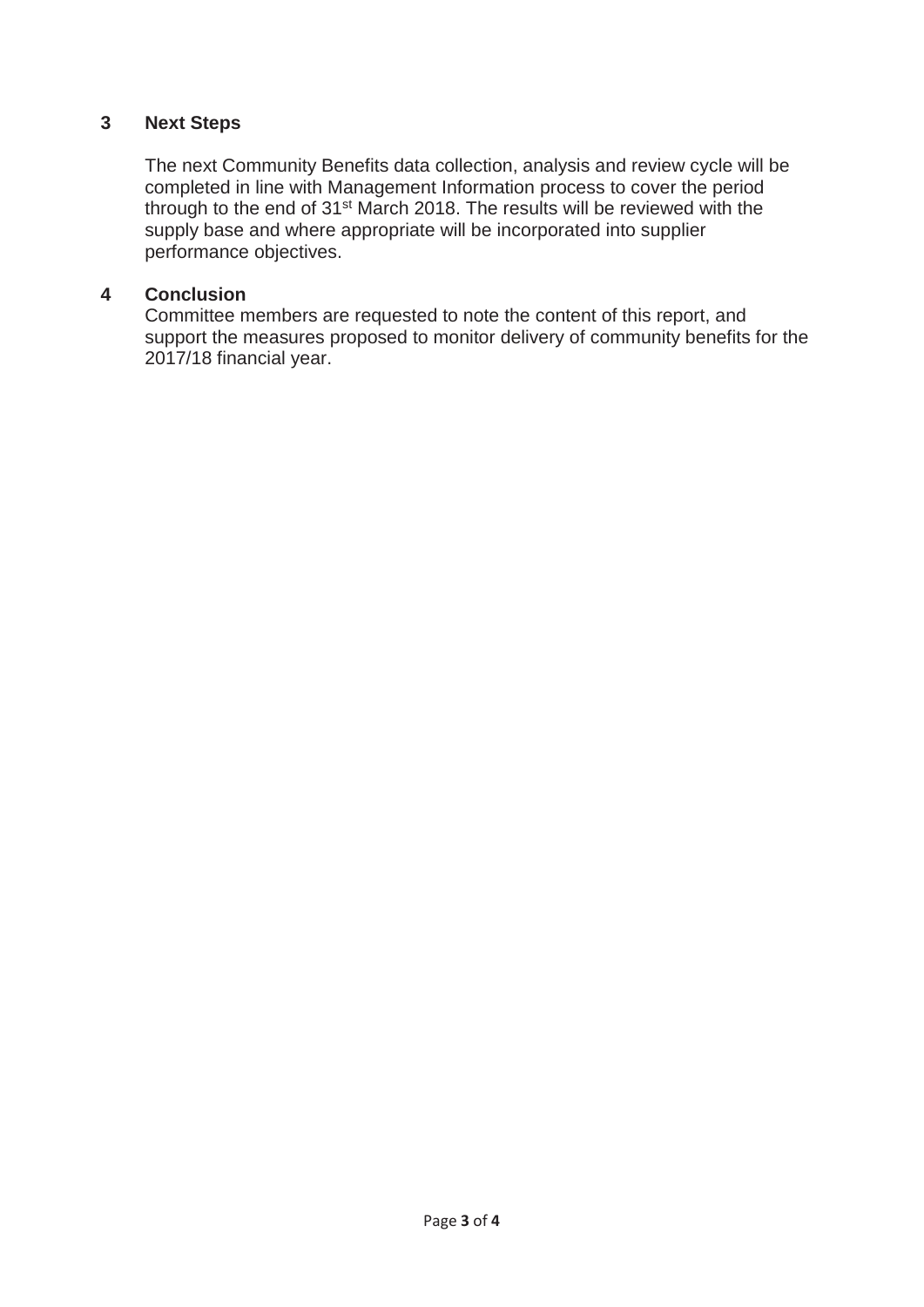## 3 Next Steps

The next Community Benefits data collection, analysis and review cycle will be completed in line with Management Information process to cover the period through to the end of 31st March 2018. The results will be reviewed with the supply base and where appropriate will be incorporated into supplier performance objectives.

## 4 Conclusion

Committee members are requested to note the content of this report, and support the measures proposed to monitor delivery of community benefits for the 2017/18 financial year.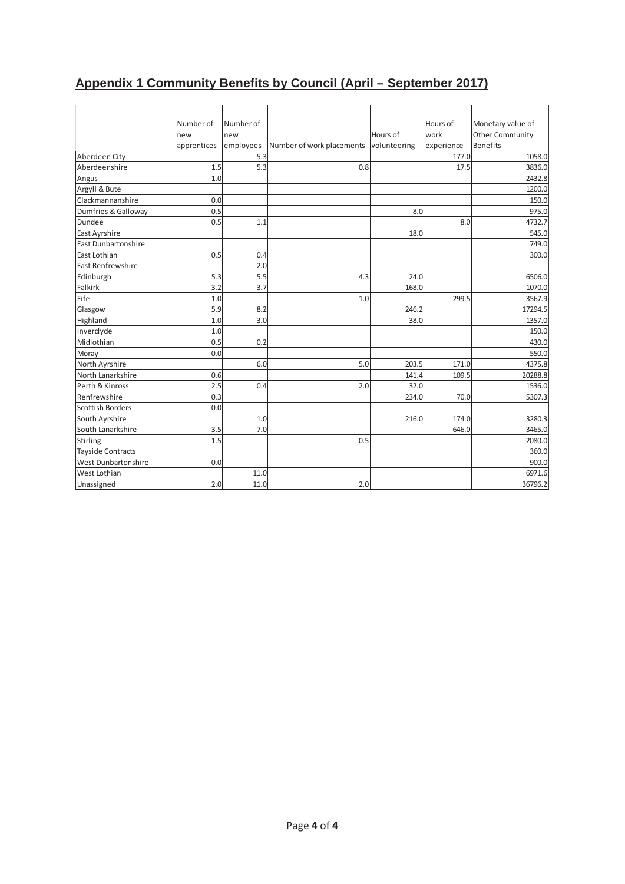## Appendix 1 Community Benefits by Council (April – September 2017)

| | Number of new apprentices | Number of new employees | Number of work placements | Hours of volunteering | Hours of work experience | Monetary value of Other Community Benefits |
|---|---|---|---|---|---|---|
| Aberdeen City | | 5.3 | | | 177.0 | 1058.0 |
| Aberdeenshire | 1.5 | 5.3 | 0.8 | | 17.5 | 3836.0 |
| Angus | 1.0 | | | | | 2432.8 |
| Argyll & Bute | | | | | | 1200.0 |
| Clackmannanshire | 0.0 | | | | | 150.0 |
| Dumfries & Galloway | 0.5 | | | 8.0 | | 975.0 |
| Dundee | 0.5 | 1.1 | | | 8.0 | 4732.7 |
| East Ayrshire | | | | 18.0 | | 545.0 |
| East Dunbartonshire | | | | | | 749.0 |
| East Lothian | 0.5 | 0.4 | | | | 300.0 |
| East Renfrewshire | | 2.0 | | | | |
| Edinburgh | 5.3 | 5.5 | 4.3 | 24.0 | | 6506.0 |
| Falkirk | 3.2 | 3.7 | | 168.0 | | 1070.0 |
| Fife | 1.0 | | 1.0 | | 299.5 | 3567.9 |
| Glasgow | 5.9 | 8.2 | | 246.2 | | 17294.5 |
| Highland | 1.0 | 3.0 | | 38.0 | | 1357.0 |
| Inverclyde | 1.0 | | | | | 150.0 |
| Midlothian | 0.5 | 0.2 | | | | 430.0 |
| Moray | 0.0 | | | | | 550.0 |
| North Ayrshire | | 6.0 | 5.0 | 203.5 | 171.0 | 4375.8 |
| North Lanarkshire | 0.6 | | | 141.4 | 109.5 | 20288.8 |
| Perth & Kinross | 2.5 | 0.4 | 2.0 | 32.0 | | 1536.0 |
| Renfrewshire | 0.3 | | | 234.0 | 70.0 | 5307.3 |
| Scottish Borders | 0.0 | | | | | |
| South Ayrshire | | 1.0 | | 216.0 | 174.0 | 3280.3 |
| South Lanarkshire | 3.5 | 7.0 | | | 646.0 | 3465.0 |
| Stirling | 1.5 | | 0.5 | | | 2080.0 |
| Tayside Contracts | | | | | | 360.0 |
| West Dunbartonshire | 0.0 | | | | | 900.0 |
| West Lothian | | 11.0 | | | | 6971.6 |
| Unassigned | 2.0 | 11.0 | 2.0 | | | 36796.2 |